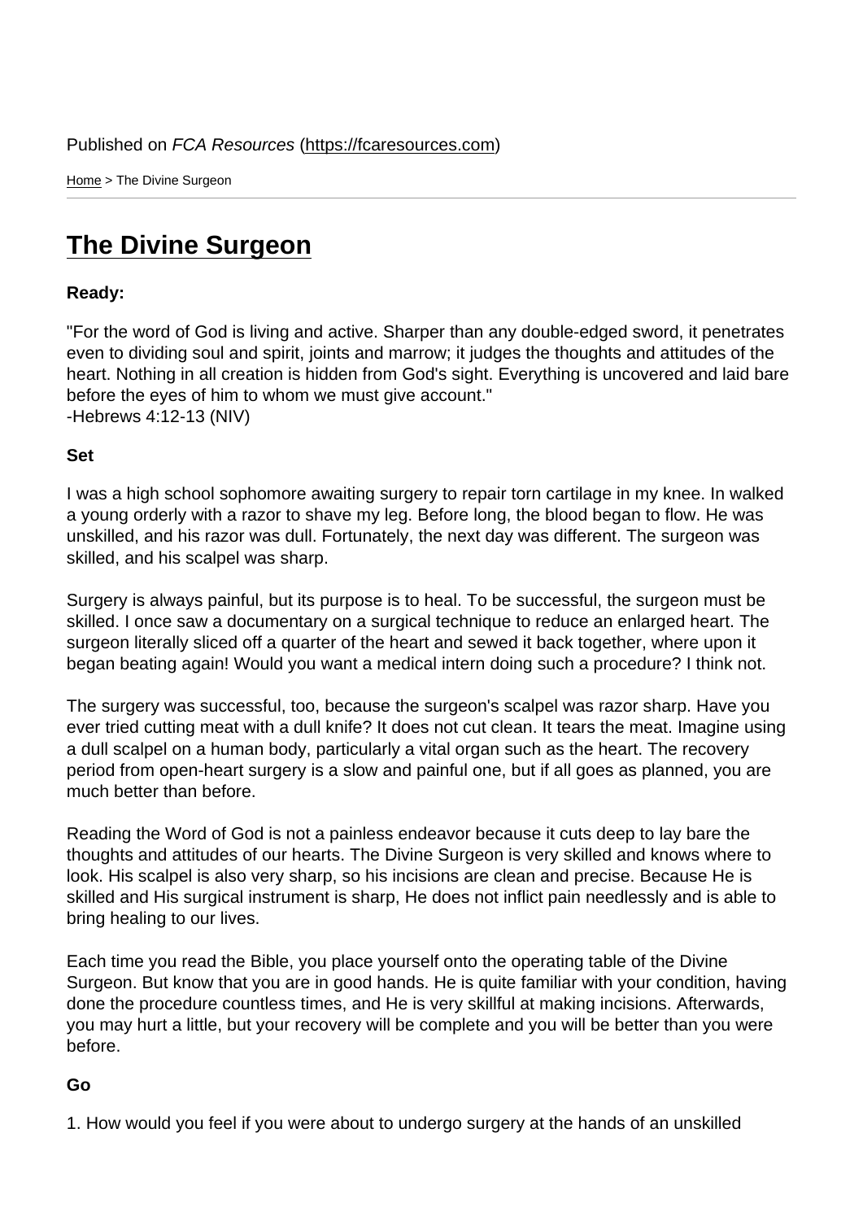Published on *FCA Resources* (https://fcaresources.com)

Home > The Divine Surgeon

# The Divine Surgeon

**Ready:**

"For the word of God is living and active. Sharper than any double-edged sword, it penetrates even to dividing soul and spirit, joints and marrow; it judges the thoughts and attitudes of the heart. Nothing in all creation is hidden from God's sight. Everything is uncovered and laid bare before the eyes of him to whom we must give account."
-Hebrews 4:12-13 (NIV)

**Set**

I was a high school sophomore awaiting surgery to repair torn cartilage in my knee. In walked a young orderly with a razor to shave my leg. Before long, the blood began to flow. He was unskilled, and his razor was dull. Fortunately, the next day was different. The surgeon was skilled, and his scalpel was sharp.

Surgery is always painful, but its purpose is to heal. To be successful, the surgeon must be skilled. I once saw a documentary on a surgical technique to reduce an enlarged heart. The surgeon literally sliced off a quarter of the heart and sewed it back together, where upon it began beating again! Would you want a medical intern doing such a procedure? I think not.

The surgery was successful, too, because the surgeon's scalpel was razor sharp. Have you ever tried cutting meat with a dull knife? It does not cut clean. It tears the meat. Imagine using a dull scalpel on a human body, particularly a vital organ such as the heart. The recovery period from open-heart surgery is a slow and painful one, but if all goes as planned, you are much better than before.

Reading the Word of God is not a painless endeavor because it cuts deep to lay bare the thoughts and attitudes of our hearts. The Divine Surgeon is very skilled and knows where to look. His scalpel is also very sharp, so his incisions are clean and precise. Because He is skilled and His surgical instrument is sharp, He does not inflict pain needlessly and is able to bring healing to our lives.

Each time you read the Bible, you place yourself onto the operating table of the Divine Surgeon. But know that you are in good hands. He is quite familiar with your condition, having done the procedure countless times, and He is very skillful at making incisions. Afterwards, you may hurt a little, but your recovery will be complete and you will be better than you were before.

**Go**

1. How would you feel if you were about to undergo surgery at the hands of an unskilled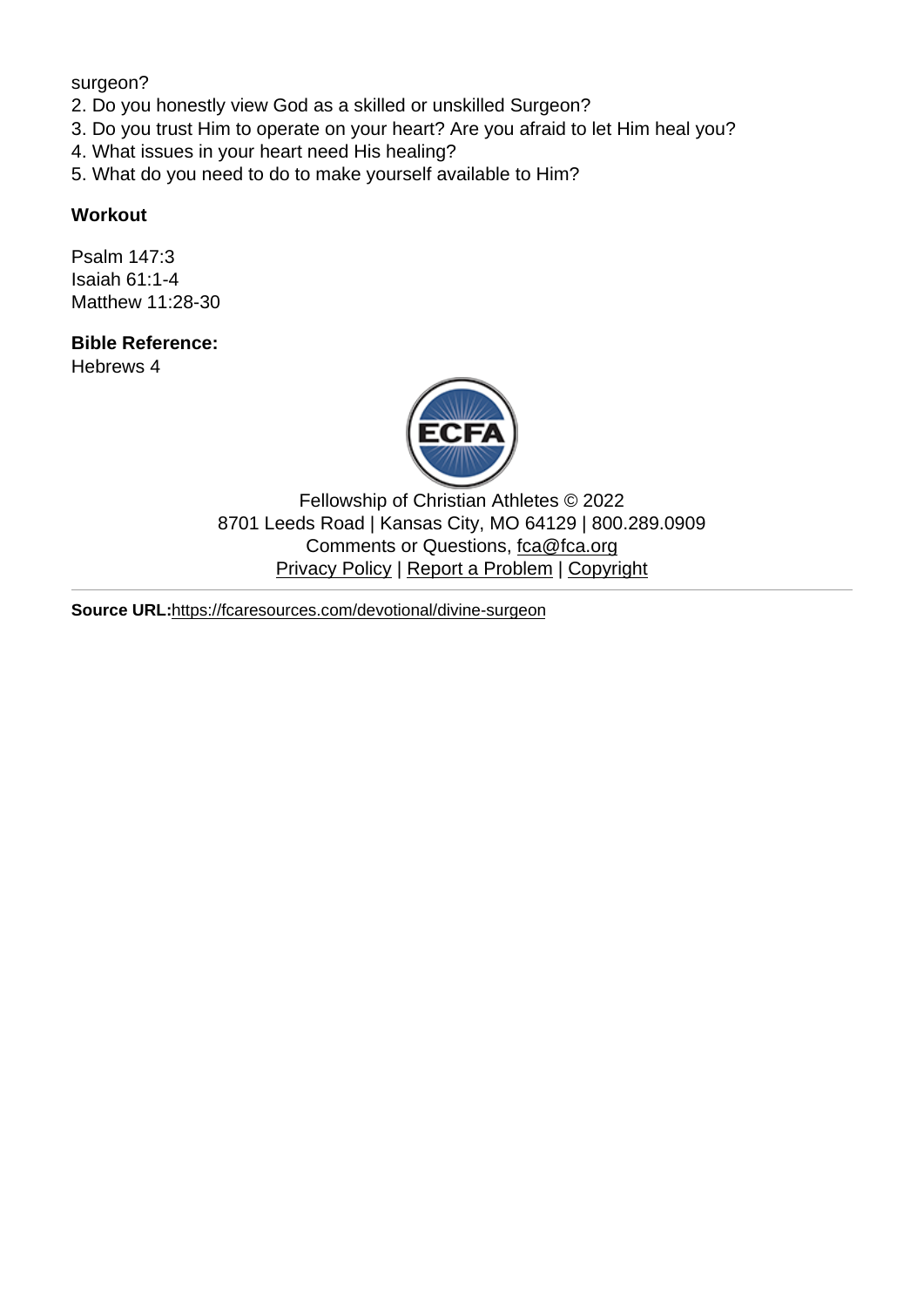surgeon?

2. Do you honestly view God as a skilled or unskilled Surgeon?
3. Do you trust Him to operate on your heart? Are you afraid to let Him heal you?
4. What issues in your heart need His healing?
5. What do you need to do to make yourself available to Him?

**Workout**

Psalm 147:3
Isaiah 61:1-4
Matthew 11:28-30

**Bible Reference:**
Hebrews 4

Fellowship of Christian Athletes © 2022
8701 Leeds Road | Kansas City, MO 64129 | 800.289.0909
Comments or Questions, fca@fca.org
Privacy Policy | Report a Problem | Copyright

**Source URL:**https://fcaresources.com/devotional/divine-surgeon